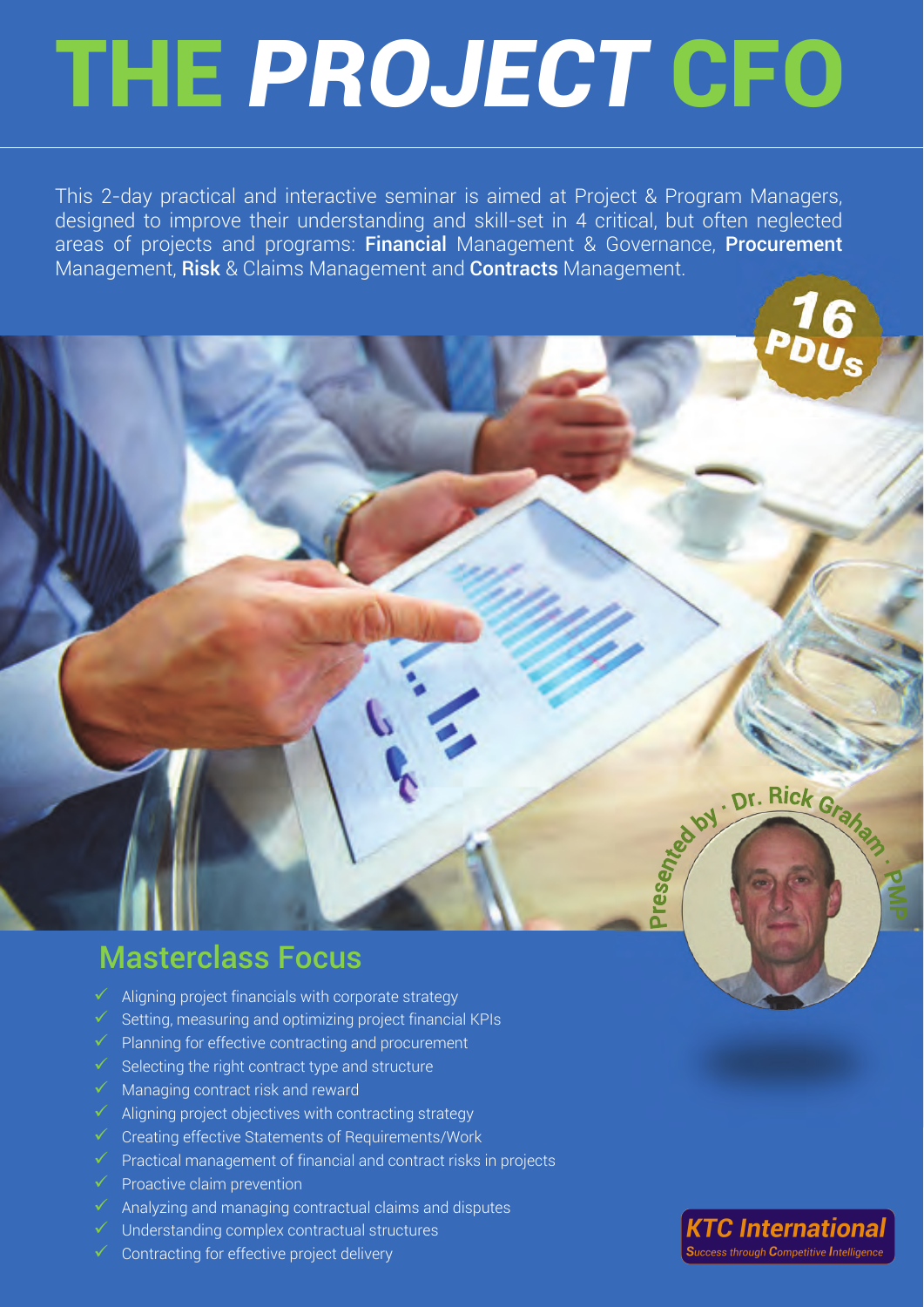# THE *PROJECT* CFO

This 2-day practical and interactive seminar is aimed at Project & Program Managers, designed to improve their understanding and skill-set in 4 critical, but often neglected areas of projects and programs: **Financial** Management & Governance, **Procurement** Management, **Risk** & Claims Management and **Contracts** Management.

16 PDUs

Presented by · Dr. Rick Graham · PMP

## Masterclass Focus

- Aligning project financials with corporate strategy
- Setting, measuring and optimizing project financial KPIs
- Planning for effective contracting and procurement
- Selecting the right contract type and structure
- Managing contract risk and reward
- Aligning project objectives with contracting strategy
- Creating effective Statements of Requirements/Work
- Practical management of financial and contract risks in projects
- Proactive claim prevention
- Analyzing and managing contractual claims and disputes
- Understanding complex contractual structures
- Contracting for effective project delivery

***KTC International***
*Success through Competitive Intelligence*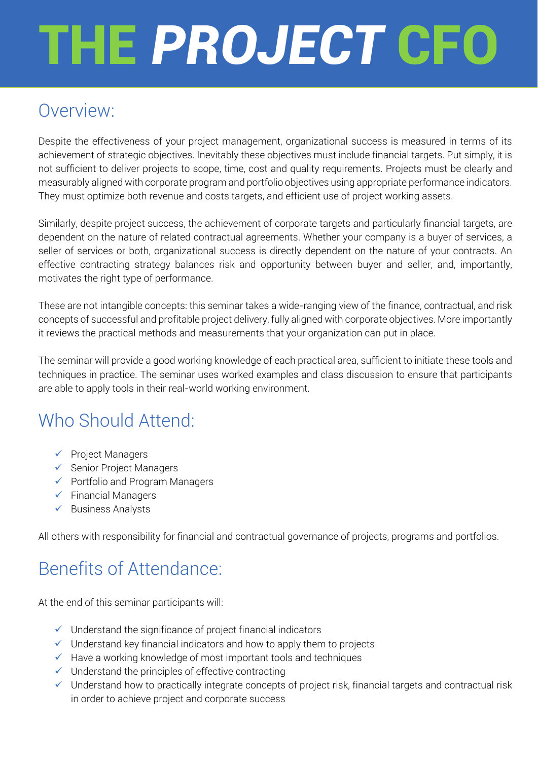# THE PROJECT CFO

## Overview:

Despite the effectiveness of your project management, organizational success is measured in terms of its achievement of strategic objectives. Inevitably these objectives must include financial targets. Put simply, it is not sufficient to deliver projects to scope, time, cost and quality requirements. Projects must be clearly and measurably aligned with corporate program and portfolio objectives using appropriate performance indicators. They must optimize both revenue and costs targets, and efficient use of project working assets.

Similarly, despite project success, the achievement of corporate targets and particularly financial targets, are dependent on the nature of related contractual agreements. Whether your company is a buyer of services, a seller of services or both, organizational success is directly dependent on the nature of your contracts. An effective contracting strategy balances risk and opportunity between buyer and seller, and, importantly, motivates the right type of performance.

These are not intangible concepts: this seminar takes a wide-ranging view of the finance, contractual, and risk concepts of successful and profitable project delivery, fully aligned with corporate objectives. More importantly it reviews the practical methods and measurements that your organization can put in place.

The seminar will provide a good working knowledge of each practical area, sufficient to initiate these tools and techniques in practice. The seminar uses worked examples and class discussion to ensure that participants are able to apply tools in their real-world working environment.

## Who Should Attend:

- ✓ Project Managers
- ✓ Senior Project Managers
- ✓ Portfolio and Program Managers
- ✓ Financial Managers
- ✓ Business Analysts

All others with responsibility for financial and contractual governance of projects, programs and portfolios.

## Benefits of Attendance:

At the end of this seminar participants will:

- ✓ Understand the significance of project financial indicators
- ✓ Understand key financial indicators and how to apply them to projects
- ✓ Have a working knowledge of most important tools and techniques
- ✓ Understand the principles of effective contracting
- ✓ Understand how to practically integrate concepts of project risk, financial targets and contractual risk in order to achieve project and corporate success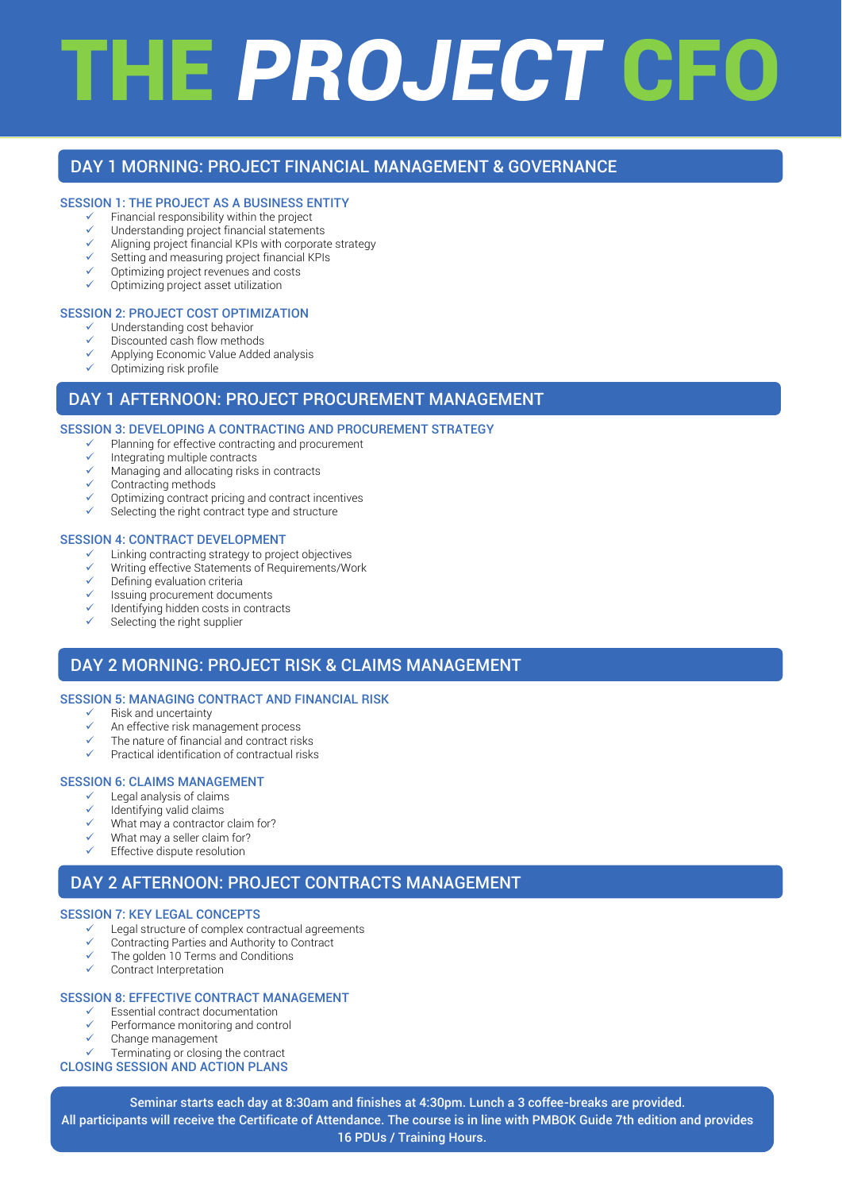# THE *PROJECT* CFO

## DAY 1 MORNING: PROJECT FINANCIAL MANAGEMENT & GOVERNANCE

### SESSION 1: THE PROJECT AS A BUSINESS ENTITY

- ✓ Financial responsibility within the project
- ✓ Understanding project financial statements
- ✓ Aligning project financial KPIs with corporate strategy
- ✓ Setting and measuring project financial KPIs
- ✓ Optimizing project revenues and costs
- ✓ Optimizing project asset utilization

### SESSION 2: PROJECT COST OPTIMIZATION

- ✓ Understanding cost behavior
- ✓ Discounted cash flow methods
- ✓ Applying Economic Value Added analysis
- ✓ Optimizing risk profile

## DAY 1 AFTERNOON: PROJECT PROCUREMENT MANAGEMENT

### SESSION 3: DEVELOPING A CONTRACTING AND PROCUREMENT STRATEGY

- ✓ Planning for effective contracting and procurement
- ✓ Integrating multiple contracts
- ✓ Managing and allocating risks in contracts
- ✓ Contracting methods
- ✓ Optimizing contract pricing and contract incentives
- ✓ Selecting the right contract type and structure

### SESSION 4: CONTRACT DEVELOPMENT

- ✓ Linking contracting strategy to project objectives
- ✓ Writing effective Statements of Requirements/Work
- ✓ Defining evaluation criteria
- ✓ Issuing procurement documents
- ✓ Identifying hidden costs in contracts
- ✓ Selecting the right supplier

## DAY 2 MORNING: PROJECT RISK & CLAIMS MANAGEMENT

### SESSION 5: MANAGING CONTRACT AND FINANCIAL RISK

- ✓ Risk and uncertainty
- ✓ An effective risk management process
- ✓ The nature of financial and contract risks
- ✓ Practical identification of contractual risks

### SESSION 6: CLAIMS MANAGEMENT

- ✓ Legal analysis of claims
- ✓ Identifying valid claims
- ✓ What may a contractor claim for?
- ✓ What may a seller claim for?
- ✓ Effective dispute resolution

## DAY 2 AFTERNOON: PROJECT CONTRACTS MANAGEMENT

### SESSION 7: KEY LEGAL CONCEPTS

- ✓ Legal structure of complex contractual agreements
- ✓ Contracting Parties and Authority to Contract
- ✓ The golden 10 Terms and Conditions
- ✓ Contract Interpretation

### SESSION 8: EFFECTIVE CONTRACT MANAGEMENT

- ✓ Essential contract documentation
- ✓ Performance monitoring and control
- ✓ Change management
- ✓ Terminating or closing the contract

### CLOSING SESSION AND ACTION PLANS

**Seminar starts each day at 8:30am and finishes at 4:30pm. Lunch a 3 coffee-breaks are provided. All participants will receive the Certificate of Attendance. The course is in line with PMBOK Guide 7th edition and provides 16 PDUs / Training Hours.**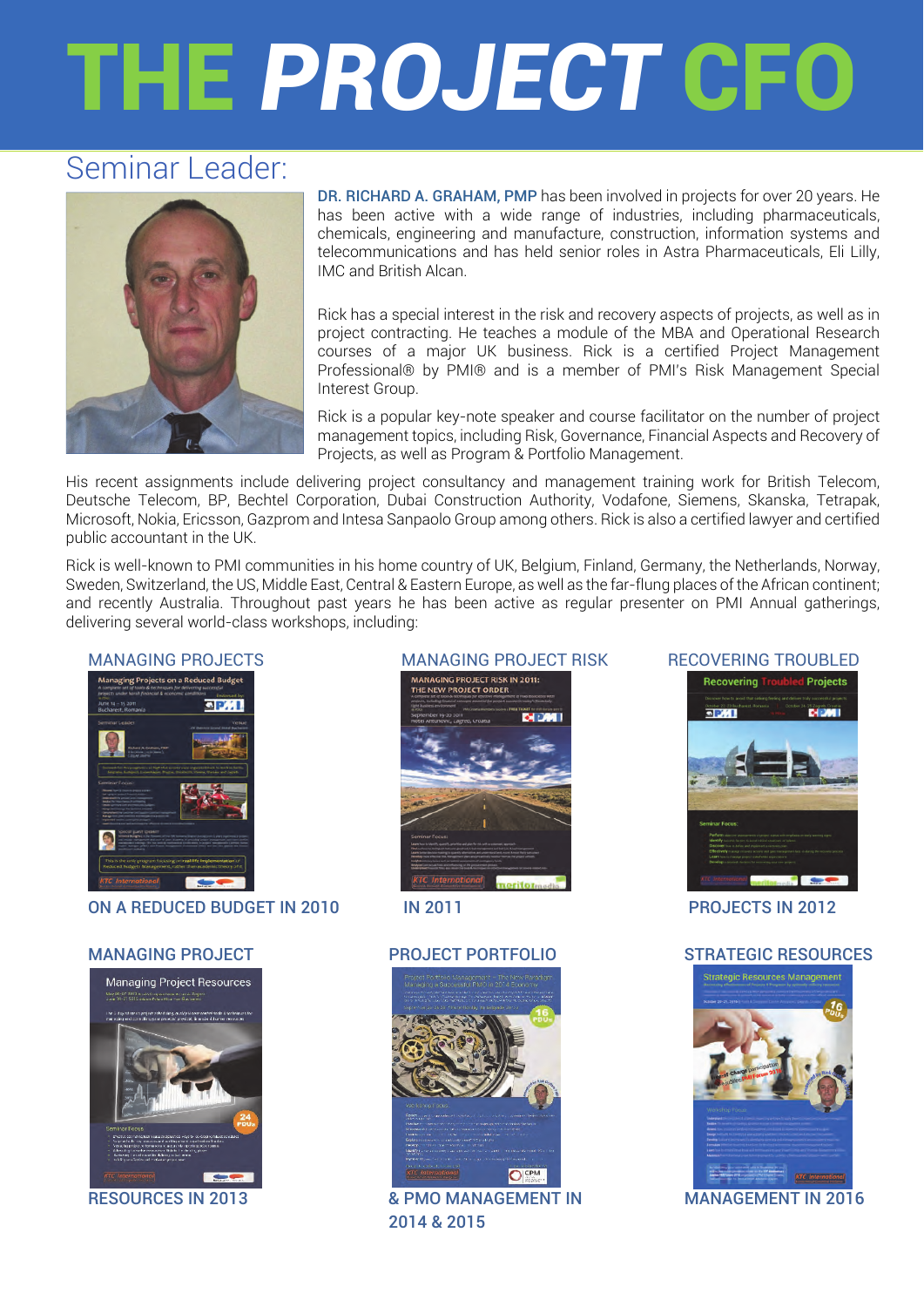# THE PROJECT CFO

## Seminar Leader:

**DR. RICHARD A. GRAHAM, PMP** has been involved in projects for over 20 years. He has been active with a wide range of industries, including pharmaceuticals, chemicals, engineering and manufacture, construction, information systems and telecommunications and has held senior roles in Astra Pharmaceuticals, Eli Lilly, IMC and British Alcan.

Rick has a special interest in the risk and recovery aspects of projects, as well as in project contracting. He teaches a module of the MBA and Operational Research courses of a major UK business. Rick is a certified Project Management Professional® by PMI® and is a member of PMI's Risk Management Special Interest Group.

Rick is a popular key-note speaker and course facilitator on the number of project management topics, including Risk, Governance, Financial Aspects and Recovery of Projects, as well as Program & Portfolio Management.

His recent assignments include delivering project consultancy and management training work for British Telecom, Deutsche Telecom, BP, Bechtel Corporation, Dubai Construction Authority, Vodafone, Siemens, Skanska, Tetrapak, Microsoft, Nokia, Ericsson, Gazprom and Intesa Sanpaolo Group among others. Rick is also a certified lawyer and certified public accountant in the UK.

Rick is well-known to PMI communities in his home country of UK, Belgium, Finland, Germany, the Netherlands, Norway, Sweden, Switzerland, the US, Middle East, Central & Eastern Europe, as well as the far-flung places of the African continent; and recently Australia. Throughout past years he has been active as regular presenter on PMI Annual gatherings, delivering several world-class workshops, including:

MANAGING PROJECTS ON A REDUCED BUDGET IN 2010

MANAGING PROJECT RISK IN 2011

RECOVERING TROUBLED PROJECTS IN 2012

MANAGING PROJECT RESOURCES IN 2013

PROJECT PORTFOLIO & PMO MANAGEMENT IN 2014 & 2015

STRATEGIC RESOURCES MANAGEMENT IN 2016